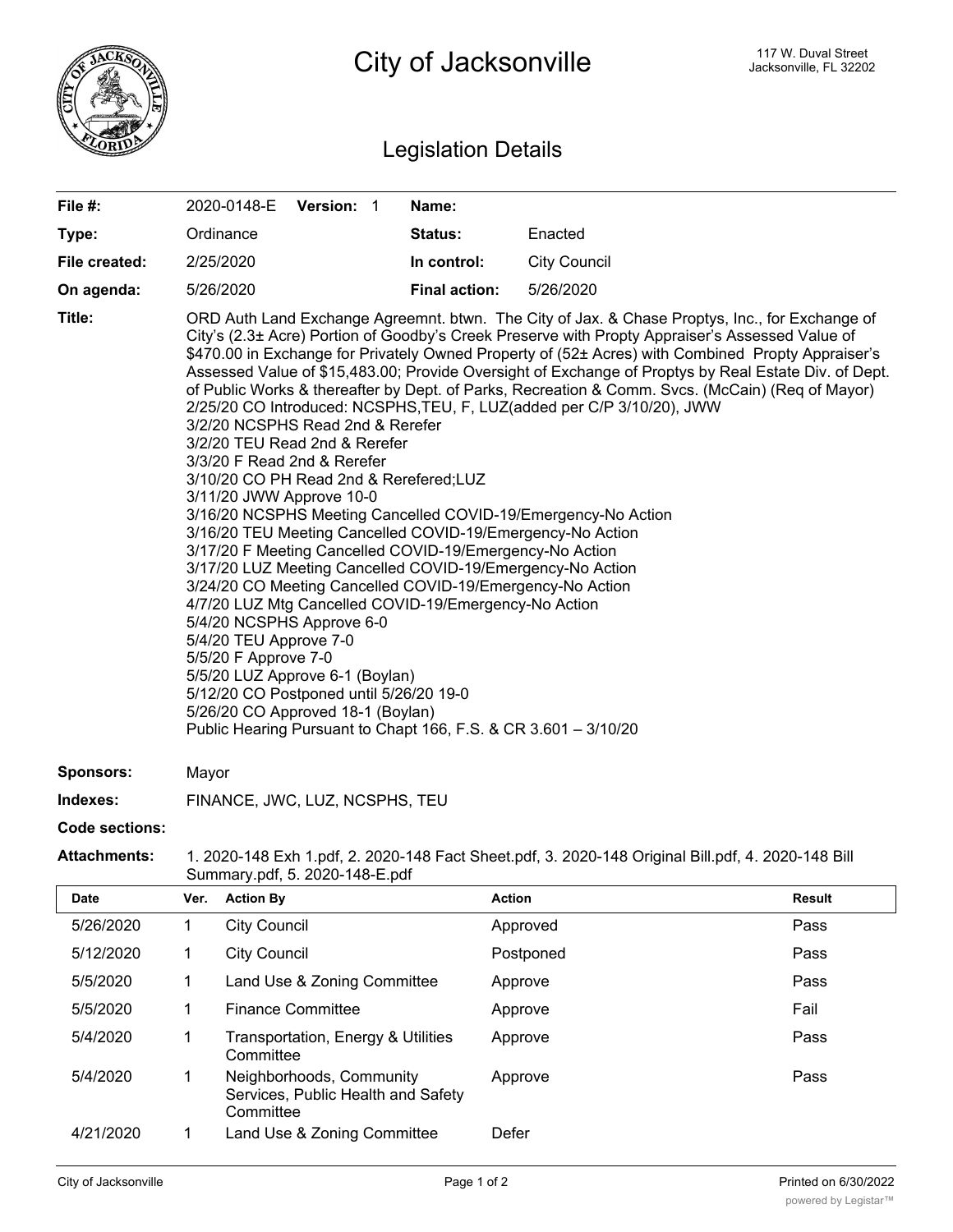# City of Jacksonville

117 W. Duval Street
Jacksonville, FL 32202

## Legislation Details

| | | | |
|---|---|---|---|
| **File #:** | 2020-0148-E **Version:** 1 | **Name:** | |
| **Type:** | Ordinance | **Status:** | Enacted |
| **File created:** | 2/25/2020 | **In control:** | City Council |
| **On agenda:** | 5/26/2020 | **Final action:** | 5/26/2020 |

**Title:** ORD Auth Land Exchange Agreemnt. btwn. The City of Jax. & Chase Proptys, Inc., for Exchange of City's (2.3± Acre) Portion of Goodby's Creek Preserve with Propty Appraiser's Assessed Value of $470.00 in Exchange for Privately Owned Property of (52± Acres) with Combined Propty Appraiser's Assessed Value of $15,483.00; Provide Oversight of Exchange of Proptys by Real Estate Div. of Dept. of Public Works & thereafter by Dept. of Parks, Recreation & Comm. Svcs. (McCain) (Req of Mayor)
2/25/20 CO Introduced: NCSPHS,TEU, F, LUZ(added per C/P 3/10/20), JWW
3/2/20 NCSPHS Read 2nd & Rerefer
3/2/20 TEU Read 2nd & Rerefer
3/3/20 F Read 2nd & Rerefer
3/10/20 CO PH Read 2nd & Rerefered;LUZ
3/11/20 JWW Approve 10-0
3/16/20 NCSPHS Meeting Cancelled COVID-19/Emergency-No Action
3/16/20 TEU Meeting Cancelled COVID-19/Emergency-No Action
3/17/20 F Meeting Cancelled COVID-19/Emergency-No Action
3/17/20 LUZ Meeting Cancelled COVID-19/Emergency-No Action
3/24/20 CO Meeting Cancelled COVID-19/Emergency-No Action
4/7/20 LUZ Mtg Cancelled COVID-19/Emergency-No Action
5/4/20 NCSPHS Approve 6-0
5/4/20 TEU Approve 7-0
5/5/20 F Approve 7-0
5/5/20 LUZ Approve 6-1 (Boylan)
5/12/20 CO Postponed until 5/26/20 19-0
5/26/20 CO Approved 18-1 (Boylan)
Public Hearing Pursuant to Chapt 166, F.S. & CR 3.601 – 3/10/20

**Sponsors:** Mayor

**Indexes:** FINANCE, JWC, LUZ, NCSPHS, TEU

**Code sections:**

**Attachments:** 1. 2020-148 Exh 1.pdf, 2. 2020-148 Fact Sheet.pdf, 3. 2020-148 Original Bill.pdf, 4. 2020-148 Bill Summary.pdf, 5. 2020-148-E.pdf

| Date | Ver. | Action By | Action | Result |
|---|---|---|---|---|
| 5/26/2020 | 1 | City Council | Approved | Pass |
| 5/12/2020 | 1 | City Council | Postponed | Pass |
| 5/5/2020 | 1 | Land Use & Zoning Committee | Approve | Pass |
| 5/5/2020 | 1 | Finance Committee | Approve | Fail |
| 5/4/2020 | 1 | Transportation, Energy & Utilities Committee | Approve | Pass |
| 5/4/2020 | 1 | Neighborhoods, Community Services, Public Health and Safety Committee | Approve | Pass |
| 4/21/2020 | 1 | Land Use & Zoning Committee | Defer | |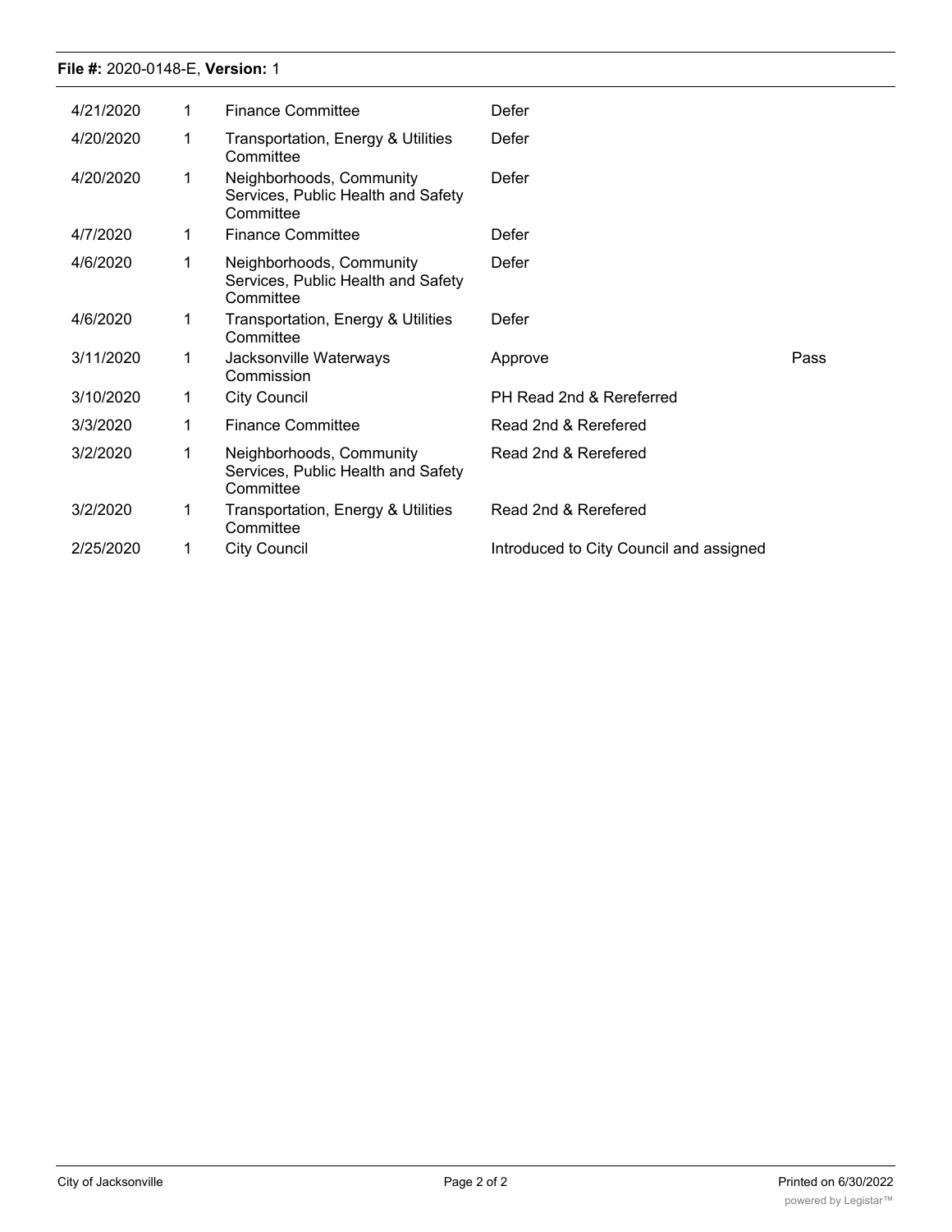**File #:** 2020-0148-E, **Version:** 1

| | | | | |
|---|---|---|---|---|
| 4/21/2020 | 1 | Finance Committee | Defer | |
| 4/20/2020 | 1 | Transportation, Energy & Utilities Committee | Defer | |
| 4/20/2020 | 1 | Neighborhoods, Community Services, Public Health and Safety Committee | Defer | |
| 4/7/2020 | 1 | Finance Committee | Defer | |
| 4/6/2020 | 1 | Neighborhoods, Community Services, Public Health and Safety Committee | Defer | |
| 4/6/2020 | 1 | Transportation, Energy & Utilities Committee | Defer | |
| 3/11/2020 | 1 | Jacksonville Waterways Commission | Approve | Pass |
| 3/10/2020 | 1 | City Council | PH Read 2nd & Rereferred | |
| 3/3/2020 | 1 | Finance Committee | Read 2nd & Rerefered | |
| 3/2/2020 | 1 | Neighborhoods, Community Services, Public Health and Safety Committee | Read 2nd & Rerefered | |
| 3/2/2020 | 1 | Transportation, Energy & Utilities Committee | Read 2nd & Rerefered | |
| 2/25/2020 | 1 | City Council | Introduced to City Council and assigned | |